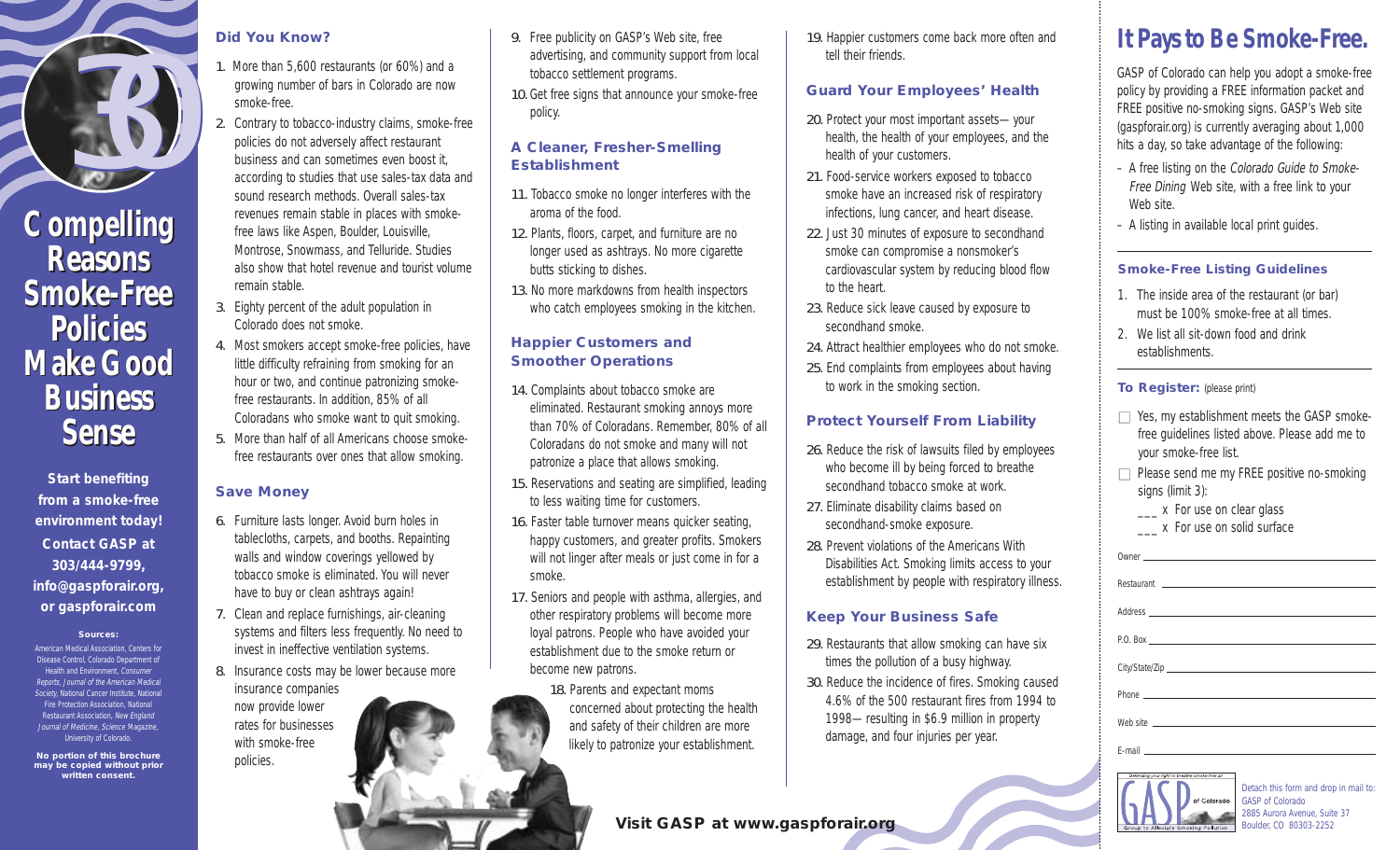# 30 Compelling Reasons Smoke-Free Policies Make Good Business Sense

**Start benefiting from a smoke-free environment today! Contact GASP at 303/444-9799, info@gaspforair.org, or gaspforair.com**

**Sources:**

American Medical Association, Centers for Disease Control, Colorado Department of Health and Environment, *Consumer Reports*, *Journal of the American Medical Society*, National Cancer Institute, National Fire Protection Association, National Restaurant Association, *New England Journal of Medicine*, *Science* Magazine, University of Colorado.

**No portion of this brochure may be copied without prior written consent.**

## Did You Know?

1. More than 5,600 restaurants (or 60%) and a growing number of bars in Colorado are now smoke-free.
2. Contrary to tobacco-industry claims, smoke-free policies do not adversely affect restaurant business and can sometimes even boost it, according to studies that use sales-tax data and sound research methods. Overall sales-tax revenues remain stable in places with smoke-free laws like Aspen, Boulder, Louisville, Montrose, Snowmass, and Telluride. Studies also show that hotel revenue and tourist volume remain stable.
3. Eighty percent of the adult population in Colorado does not smoke.
4. Most smokers accept smoke-free policies, have little difficulty refraining from smoking for an hour or two, and continue patronizing smoke-free restaurants. In addition, 85% of all Coloradans who smoke want to quit smoking.
5. More than half of all Americans choose smoke-free restaurants over ones that allow smoking.

## Save Money

6. Furniture lasts longer. Avoid burn holes in tablecloths, carpets, and booths. Repainting walls and window coverings yellowed by tobacco smoke is eliminated. You will never have to buy or clean ashtrays again!
7. Clean and replace furnishings, air-cleaning systems and filters less frequently. No need to invest in ineffective ventilation systems.
8. Insurance costs may be lower because more insurance companies now provide lower rates for businesses with smoke-free policies.
9. Free publicity on GASP's Web site, free advertising, and community support from local tobacco settlement programs.
10. Get free signs that announce your smoke-free policy.

## A Cleaner, Fresher-Smelling Establishment

11. Tobacco smoke no longer interferes with the aroma of the food.
12. Plants, floors, carpet, and furniture are no longer used as ashtrays. No more cigarette butts sticking to dishes.
13. No more markdowns from health inspectors who catch employees smoking in the kitchen.

## Happier Customers and Smoother Operations

14. Complaints about tobacco smoke are eliminated. Restaurant smoking annoys more than 70% of Coloradans. Remember, 80% of all Coloradans do not smoke and many will not patronize a place that allows smoking.
15. Reservations and seating are simplified, leading to less waiting time for customers.
16. Faster table turnover means quicker seating, happy customers, and greater profits. Smokers will not linger after meals or just come in for a smoke.
17. Seniors and people with asthma, allergies, and other respiratory problems will become more loyal patrons. People who have avoided your establishment due to the smoke return or become new patrons.
18. Parents and expectant moms concerned about protecting the health and safety of their children are more likely to patronize your establishment.
19. Happier customers come back more often and tell their friends.

## Guard Your Employees' Health

20. Protect your most important assets— your health, the health of your employees, and the health of your customers.
21. Food-service workers exposed to tobacco smoke have an increased risk of respiratory infections, lung cancer, and heart disease.
22. Just 30 minutes of exposure to secondhand smoke can compromise a nonsmoker's cardiovascular system by reducing blood flow to the heart.
23. Reduce sick leave caused by exposure to secondhand smoke.
24. Attract healthier employees who do not smoke.
25. End complaints from employees about having to work in the smoking section.

## Protect Yourself From Liability

26. Reduce the risk of lawsuits filed by employees who become ill by being forced to breathe secondhand tobacco smoke at work.
27. Eliminate disability claims based on secondhand-smoke exposure.
28. Prevent violations of the Americans With Disabilities Act. Smoking limits access to your establishment by people with respiratory illness.

## Keep Your Business Safe

29. Restaurants that allow smoking can have six times the pollution of a busy highway.
30. Reduce the incidence of fires. Smoking caused 4.6% of the 500 restaurant fires from 1994 to 1998— resulting in $6.9 million in property damage, and four injuries per year.

**Visit GASP at www.gaspforair.org**

# It Pays to Be Smoke-Free.

GASP of Colorado can help you adopt a smoke-free policy by providing a FREE information packet and FREE positive no-smoking signs. GASP's Web site (gaspforair.org) is currently averaging about 1,000 hits a day, so take advantage of the following:

- A free listing on the *Colorado Guide to Smoke-Free Dining* Web site, with a free link to your Web site.
- A listing in available local print guides.

## Smoke-Free Listing Guidelines

1. The inside area of the restaurant (or bar) must be 100% smoke-free at all times.
2. We list all sit-down food and drink establishments.

## To Register: (please print)

- ☐ Yes, my establishment meets the GASP smoke-free guidelines listed above. Please add me to your smoke-free list.
- ☐ Please send me my FREE positive no-smoking signs (limit 3):
  - ___ x For use on clear glass
  - ___ x For use on solid surface

Owner ______________________

Restaurant ______________________

Address ______________________

P.O. Box ______________________

City/State/Zip ______________________

Phone ______________________

Web site ______________________

E-mail ______________________

GASP of Colorado — Defending your right to breathe smoke-free air — Group to Alleviate Smoking Pollution

Detach this form and drop in mail to:
GASP of Colorado
2885 Aurora Avenue, Suite 37
Boulder, CO 80303-2252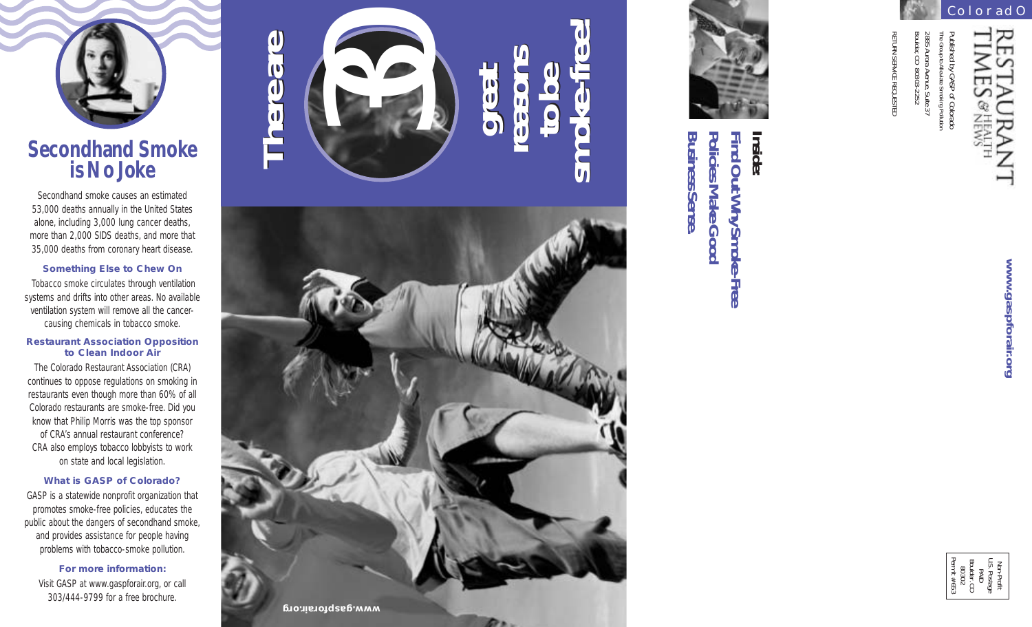## Secondhand Smoke is No Joke

Secondhand smoke causes an estimated 53,000 deaths annually in the United States alone, including 3,000 lung cancer deaths, more than 2,000 SIDS deaths, and more that 35,000 deaths from coronary heart disease.

### Something Else to Chew On

Tobacco smoke circulates through ventilation systems and drifts into other areas. No available ventilation system will remove all the cancer-causing chemicals in tobacco smoke.

### Restaurant Association Opposition to Clean Indoor Air

The Colorado Restaurant Association (CRA) continues to oppose regulations on smoking in restaurants even though more than 60% of all Colorado restaurants are smoke-free. Did you know that Philip Morris was the top sponsor of CRA's annual restaurant conference? CRA also employs tobacco lobbyists to work on state and local legislation.

### What is GASP of Colorado?

GASP is a statewide nonprofit organization that promotes smoke-free policies, educates the public about the dangers of secondhand smoke, and provides assistance for people having problems with tobacco-smoke pollution.

### For more information:

Visit GASP at www.gaspforair.org, or call 303/444-9799 for a free brochure.

# There are 10 great reasons to be smoke-free!

www.gaspforair.org

**Inside:**

**Find Out Why Smoke-Free Policies Make Good Business Sense.**

ColoradO

RESTAURANT TIMES & HEALTH NEWS

Published by GASP of Colorado
The Group to Alleviate Smoking Pollution
2885 Aurora Avenue, Suite 37
Boulder, CO 80303-2252

RETURN SERVICE REQUESTED

Non-Profit
U.S. Postage
PAID
Boulder, CO
80302
Permit #653

www.gaspforair.org